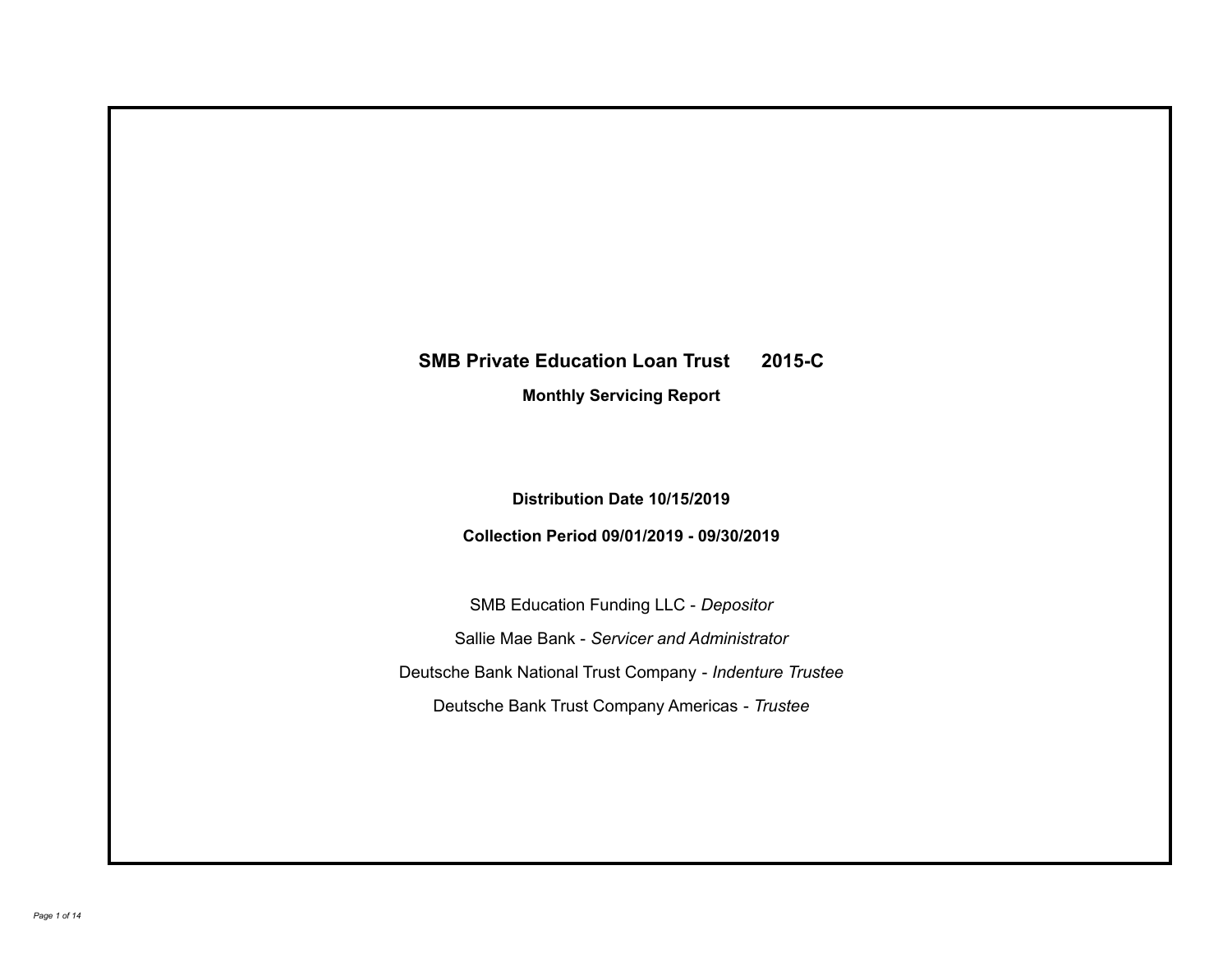# SMB Private Education Loan Trust 2015-C

**Monthly Servicing Report**

**Distribution Date 10/15/2019**

**Collection Period 09/01/2019 - 09/30/2019**

SMB Education Funding LLC - *Depositor*

Sallie Mae Bank - *Servicer and Administrator*

Deutsche Bank National Trust Company - *Indenture Trustee*

Deutsche Bank Trust Company Americas - *Trustee*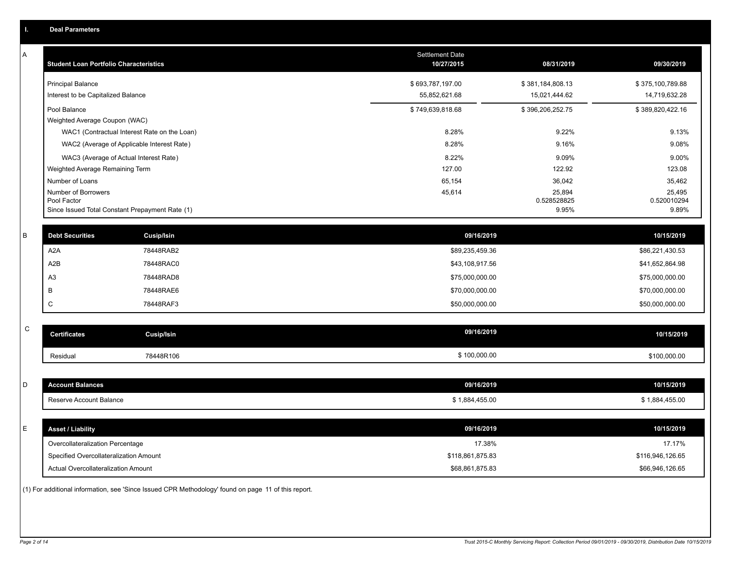## I. Deal Parameters

### A

| Student Loan Portfolio Characteristics | Settlement Date 10/27/2015 | 08/31/2019 | 09/30/2019 |
|---|---|---|---|
| Principal Balance | $ 693,787,197.00 | $ 381,184,808.13 | $ 375,100,789.88 |
| Interest to be Capitalized Balance | 55,852,621.68 | 15,021,444.62 | 14,719,632.28 |
| Pool Balance | $ 749,639,818.68 | $ 396,206,252.75 | $ 389,820,422.16 |
| Weighted Average Coupon (WAC) | | | |
| WAC1 (Contractual Interest Rate on the Loan) | 8.28% | 9.22% | 9.13% |
| WAC2 (Average of Applicable Interest Rate) | 8.28% | 9.16% | 9.08% |
| WAC3 (Average of Actual Interest Rate) | 8.22% | 9.09% | 9.00% |
| Weighted Average Remaining Term | 127.00 | 122.92 | 123.08 |
| Number of Loans | 65,154 | 36,042 | 35,462 |
| Number of Borrowers | 45,614 | 25,894 | 25,495 |
| Pool Factor | | 0.528528825 | 0.520010294 |
| Since Issued Total Constant Prepayment Rate (1) | | 9.95% | 9.89% |

### B

| Debt Securities | Cusip/Isin | 09/16/2019 | 10/15/2019 |
|---|---|---|---|
| A2A | 78448RAB2 | $89,235,459.36 | $86,221,430.53 |
| A2B | 78448RAC0 | $43,108,917.56 | $41,652,864.98 |
| A3 | 78448RAD8 | $75,000,000.00 | $75,000,000.00 |
| B | 78448RAE6 | $70,000,000.00 | $70,000,000.00 |
| C | 78448RAF3 | $50,000,000.00 | $50,000,000.00 |

### C

| Certificates | Cusip/Isin | 09/16/2019 | 10/15/2019 |
|---|---|---|---|
| Residual | 78448R106 | $ 100,000.00 | $100,000.00 |

### D

| Account Balances | 09/16/2019 | 10/15/2019 |
|---|---|---|
| Reserve Account Balance | $ 1,884,455.00 | $ 1,884,455.00 |

### E

| Asset / Liability | 09/16/2019 | 10/15/2019 |
|---|---|---|
| Overcollateralization Percentage | 17.38% | 17.17% |
| Specified Overcollateralization Amount | $118,861,875.83 | $116,946,126.65 |
| Actual Overcollateralization Amount | $68,861,875.83 | $66,946,126.65 |

(1) For additional information, see 'Since Issued CPR Methodology' found on page 11 of this report.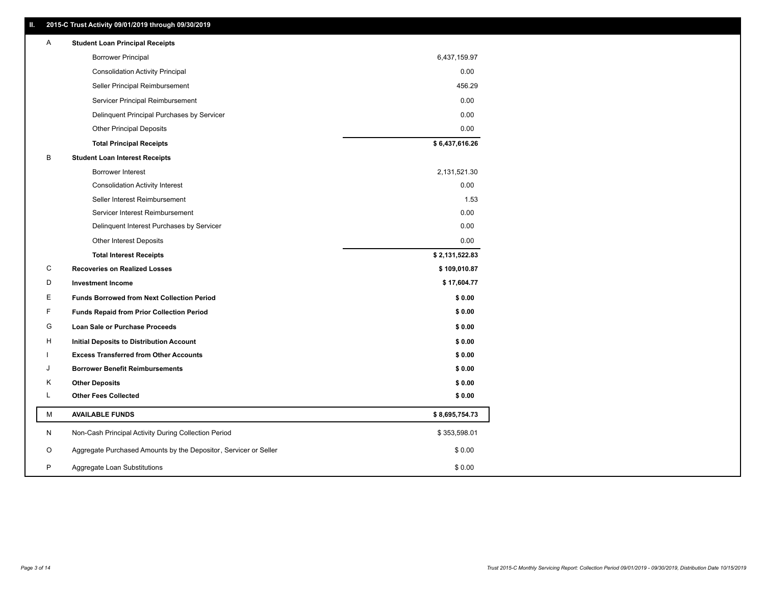## II. 2015-C Trust Activity 09/01/2019 through 09/30/2019

| | | |
|---|---|---|
| A | **Student Loan Principal Receipts** | |
| | Borrower Principal | 6,437,159.97 |
| | Consolidation Activity Principal | 0.00 |
| | Seller Principal Reimbursement | 456.29 |
| | Servicer Principal Reimbursement | 0.00 |
| | Delinquent Principal Purchases by Servicer | 0.00 |
| | Other Principal Deposits | 0.00 |
| | **Total Principal Receipts** | **$ 6,437,616.26** |
| B | **Student Loan Interest Receipts** | |
| | Borrower Interest | 2,131,521.30 |
| | Consolidation Activity Interest | 0.00 |
| | Seller Interest Reimbursement | 1.53 |
| | Servicer Interest Reimbursement | 0.00 |
| | Delinquent Interest Purchases by Servicer | 0.00 |
| | Other Interest Deposits | 0.00 |
| | **Total Interest Receipts** | **$ 2,131,522.83** |
| C | **Recoveries on Realized Losses** | **$ 109,010.87** |
| D | **Investment Income** | **$ 17,604.77** |
| E | **Funds Borrowed from Next Collection Period** | **$ 0.00** |
| F | **Funds Repaid from Prior Collection Period** | **$ 0.00** |
| G | **Loan Sale or Purchase Proceeds** | **$ 0.00** |
| H | **Initial Deposits to Distribution Account** | **$ 0.00** |
| I | **Excess Transferred from Other Accounts** | **$ 0.00** |
| J | **Borrower Benefit Reimbursements** | **$ 0.00** |
| K | **Other Deposits** | **$ 0.00** |
| L | **Other Fees Collected** | **$ 0.00** |
| M | **AVAILABLE FUNDS** | **$ 8,695,754.73** |
| N | Non-Cash Principal Activity During Collection Period | $ 353,598.01 |
| O | Aggregate Purchased Amounts by the Depositor, Servicer or Seller | $ 0.00 |
| P | Aggregate Loan Substitutions | $ 0.00 |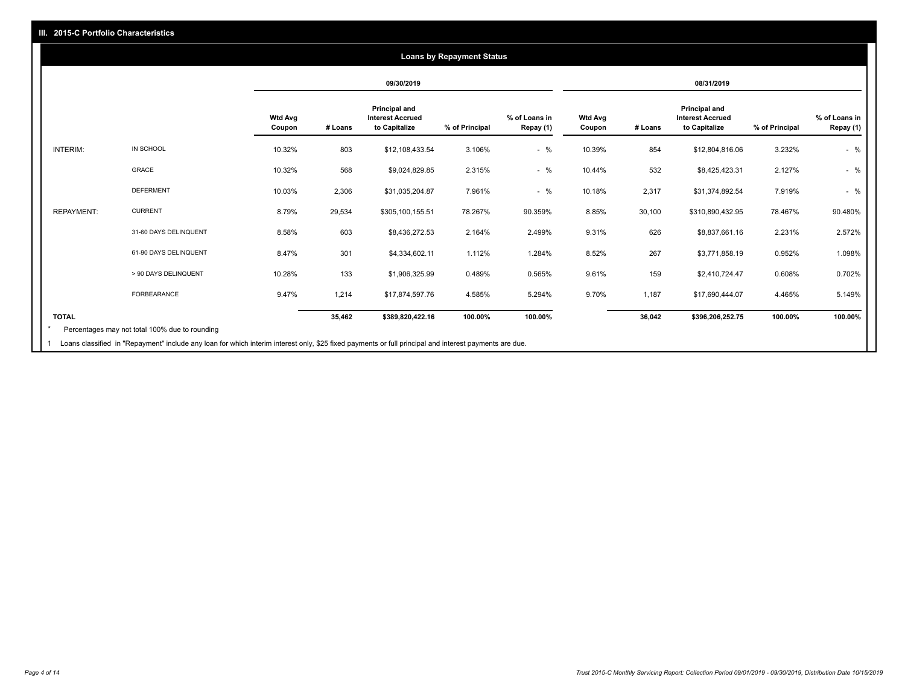## III. 2015-C Portfolio Characteristics

### Loans by Repayment Status

| | | 09/30/2019 | | | | | 08/31/2019 | | | | |
|---|---|---|---|---|---|---|---|---|---|---|---|
| | | Wtd Avg Coupon | # Loans | Principal and Interest Accrued to Capitalize | % of Principal | % of Loans in Repay (1) | Wtd Avg Coupon | # Loans | Principal and Interest Accrued to Capitalize | % of Principal | % of Loans in Repay (1) |
| INTERIM: | IN SCHOOL | 10.32% | 803 | $12,108,433.54 | 3.106% | - % | 10.39% | 854 | $12,804,816.06 | 3.232% | - % |
| | GRACE | 10.32% | 568 | $9,024,829.85 | 2.315% | - % | 10.44% | 532 | $8,425,423.31 | 2.127% | - % |
| | DEFERMENT | 10.03% | 2,306 | $31,035,204.87 | 7.961% | - % | 10.18% | 2,317 | $31,374,892.54 | 7.919% | - % |
| REPAYMENT: | CURRENT | 8.79% | 29,534 | $305,100,155.51 | 78.267% | 90.359% | 8.85% | 30,100 | $310,890,432.95 | 78.467% | 90.480% |
| | 31-60 DAYS DELINQUENT | 8.58% | 603 | $8,436,272.53 | 2.164% | 2.499% | 9.31% | 626 | $8,837,661.16 | 2.231% | 2.572% |
| | 61-90 DAYS DELINQUENT | 8.47% | 301 | $4,334,602.11 | 1.112% | 1.284% | 8.52% | 267 | $3,771,858.19 | 0.952% | 1.098% |
| | > 90 DAYS DELINQUENT | 10.28% | 133 | $1,906,325.99 | 0.489% | 0.565% | 9.61% | 159 | $2,410,724.47 | 0.608% | 0.702% |
| | FORBEARANCE | 9.47% | 1,214 | $17,874,597.76 | 4.585% | 5.294% | 9.70% | 1,187 | $17,690,444.07 | 4.465% | 5.149% |
| TOTAL | | | 35,462 | $389,820,422.16 | 100.00% | 100.00% | | 36,042 | $396,206,252.75 | 100.00% | 100.00% |

\* Percentages may not total 100% due to rounding

1 Loans classified in "Repayment" include any loan for which interim interest only, $25 fixed payments or full principal and interest payments are due.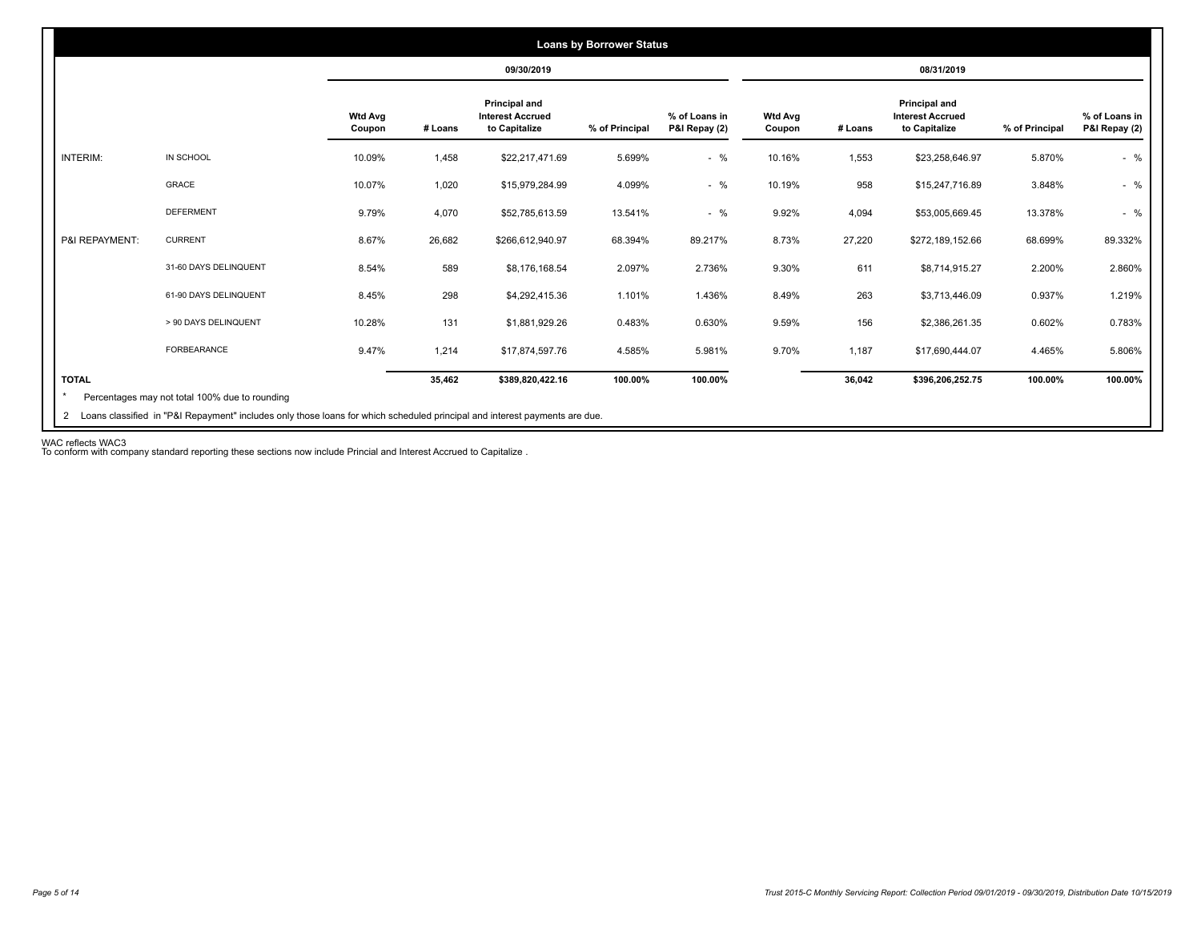## Loans by Borrower Status

| | | 09/30/2019 | | | | | 08/31/2019 | | | | |
|---|---|---|---|---|---|---|---|---|---|---|---|
| | | Wtd Avg Coupon | # Loans | Principal and Interest Accrued to Capitalize | % of Principal | % of Loans in P&I Repay (2) | Wtd Avg Coupon | # Loans | Principal and Interest Accrued to Capitalize | % of Principal | % of Loans in P&I Repay (2) |
| INTERIM: | IN SCHOOL | 10.09% | 1,458 | $22,217,471.69 | 5.699% | - % | 10.16% | 1,553 | $23,258,646.97 | 5.870% | - % |
| | GRACE | 10.07% | 1,020 | $15,979,284.99 | 4.099% | - % | 10.19% | 958 | $15,247,716.89 | 3.848% | - % |
| | DEFERMENT | 9.79% | 4,070 | $52,785,613.59 | 13.541% | - % | 9.92% | 4,094 | $53,005,669.45 | 13.378% | - % |
| P&I REPAYMENT: | CURRENT | 8.67% | 26,682 | $266,612,940.97 | 68.394% | 89.217% | 8.73% | 27,220 | $272,189,152.66 | 68.699% | 89.332% |
| | 31-60 DAYS DELINQUENT | 8.54% | 589 | $8,176,168.54 | 2.097% | 2.736% | 9.30% | 611 | $8,714,915.27 | 2.200% | 2.860% |
| | 61-90 DAYS DELINQUENT | 8.45% | 298 | $4,292,415.36 | 1.101% | 1.436% | 8.49% | 263 | $3,713,446.09 | 0.937% | 1.219% |
| | > 90 DAYS DELINQUENT | 10.28% | 131 | $1,881,929.26 | 0.483% | 0.630% | 9.59% | 156 | $2,386,261.35 | 0.602% | 0.783% |
| | FORBEARANCE | 9.47% | 1,214 | $17,874,597.76 | 4.585% | 5.981% | 9.70% | 1,187 | $17,690,444.07 | 4.465% | 5.806% |
| TOTAL | | | 35,462 | $389,820,422.16 | 100.00% | 100.00% | | 36,042 | $396,206,252.75 | 100.00% | 100.00% |

* Percentages may not total 100% due to rounding

2 Loans classified in "P&I Repayment" includes only those loans for which scheduled principal and interest payments are due.

WAC reflects WAC3

To conform with company standard reporting these sections now include Princial and Interest Accrued to Capitalize .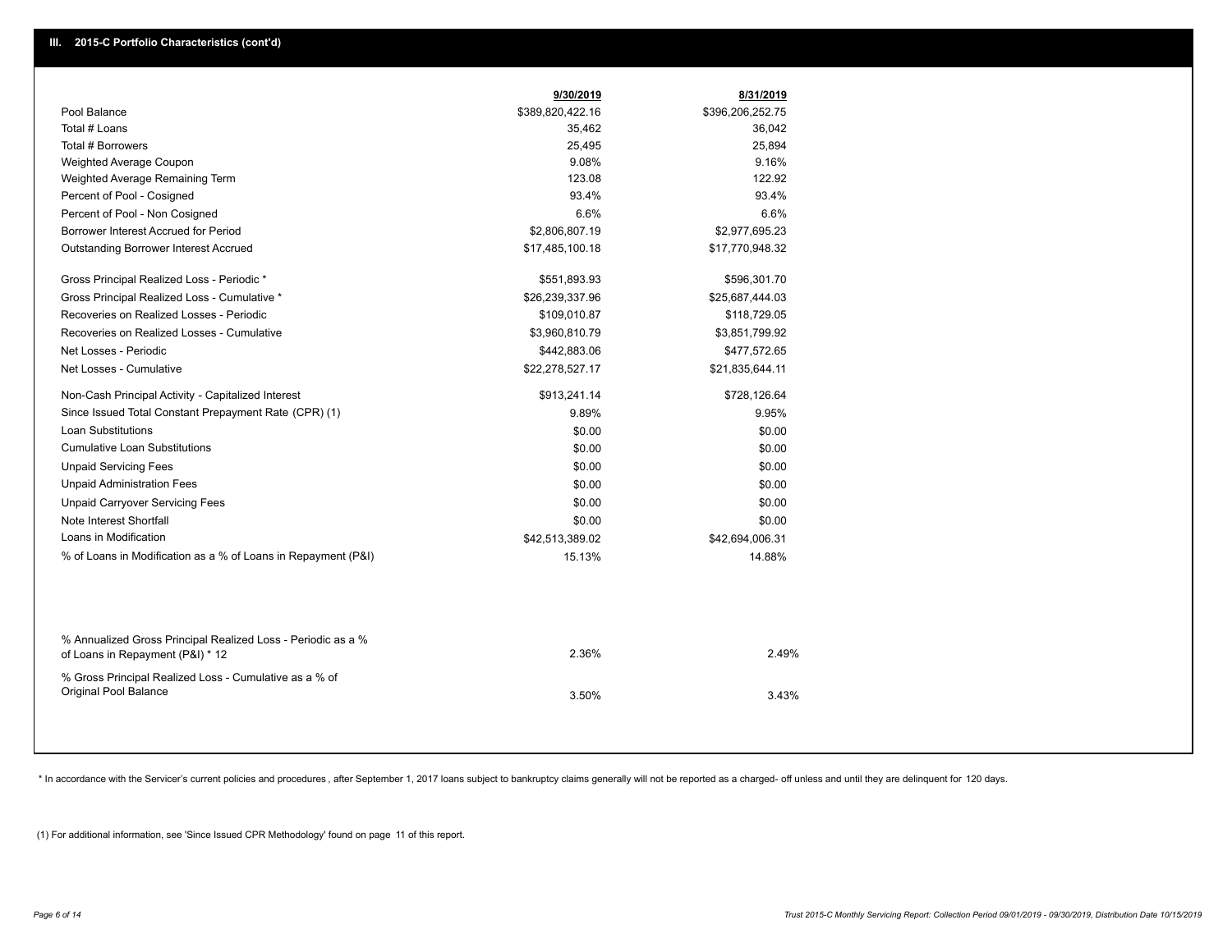## III. 2015-C Portfolio Characteristics (cont'd)

| | 9/30/2019 | 8/31/2019 |
|---|---|---|
| Pool Balance | $389,820,422.16 | $396,206,252.75 |
| Total # Loans | 35,462 | 36,042 |
| Total # Borrowers | 25,495 | 25,894 |
| Weighted Average Coupon | 9.08% | 9.16% |
| Weighted Average Remaining Term | 123.08 | 122.92 |
| Percent of Pool - Cosigned | 93.4% | 93.4% |
| Percent of Pool - Non Cosigned | 6.6% | 6.6% |
| Borrower Interest Accrued for Period | $2,806,807.19 | $2,977,695.23 |
| Outstanding Borrower Interest Accrued | $17,485,100.18 | $17,770,948.32 |
| Gross Principal Realized Loss - Periodic * | $551,893.93 | $596,301.70 |
| Gross Principal Realized Loss - Cumulative * | $26,239,337.96 | $25,687,444.03 |
| Recoveries on Realized Losses - Periodic | $109,010.87 | $118,729.05 |
| Recoveries on Realized Losses - Cumulative | $3,960,810.79 | $3,851,799.92 |
| Net Losses - Periodic | $442,883.06 | $477,572.65 |
| Net Losses - Cumulative | $22,278,527.17 | $21,835,644.11 |
| Non-Cash Principal Activity - Capitalized Interest | $913,241.14 | $728,126.64 |
| Since Issued Total Constant Prepayment Rate (CPR) (1) | 9.89% | 9.95% |
| Loan Substitutions | $0.00 | $0.00 |
| Cumulative Loan Substitutions | $0.00 | $0.00 |
| Unpaid Servicing Fees | $0.00 | $0.00 |
| Unpaid Administration Fees | $0.00 | $0.00 |
| Unpaid Carryover Servicing Fees | $0.00 | $0.00 |
| Note Interest Shortfall | $0.00 | $0.00 |
| Loans in Modification | $42,513,389.02 | $42,694,006.31 |
| % of Loans in Modification as a % of Loans in Repayment (P&I) | 15.13% | 14.88% |
| % Annualized Gross Principal Realized Loss - Periodic as a % of Loans in Repayment (P&I) * 12 | 2.36% | 2.49% |
| % Gross Principal Realized Loss - Cumulative as a % of Original Pool Balance | 3.50% | 3.43% |

* In accordance with the Servicer's current policies and procedures , after September 1, 2017 loans subject to bankruptcy claims generally will not be reported as a charged- off unless and until they are delinquent for 120 days.

(1) For additional information, see 'Since Issued CPR Methodology' found on page 11 of this report.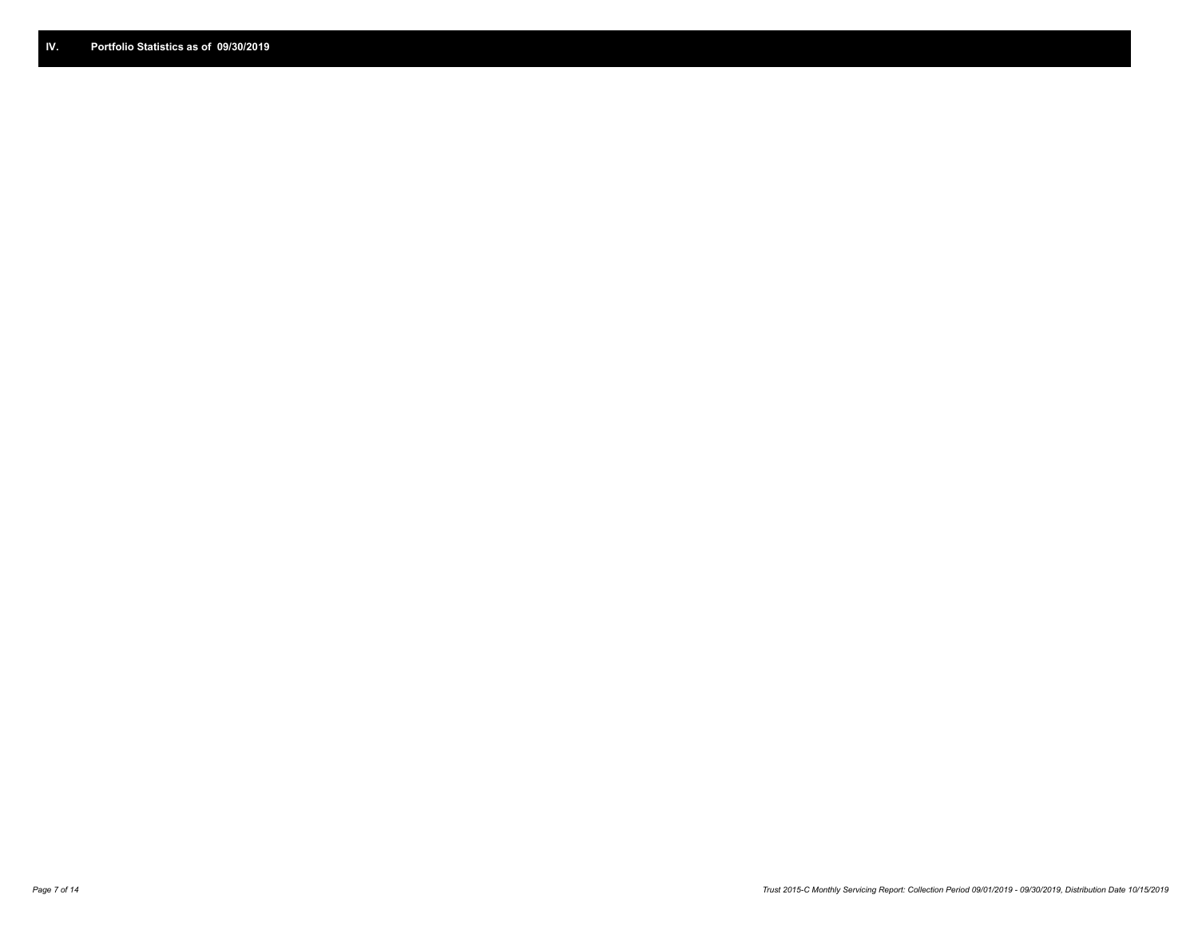## IV. Portfolio Statistics as of 09/30/2019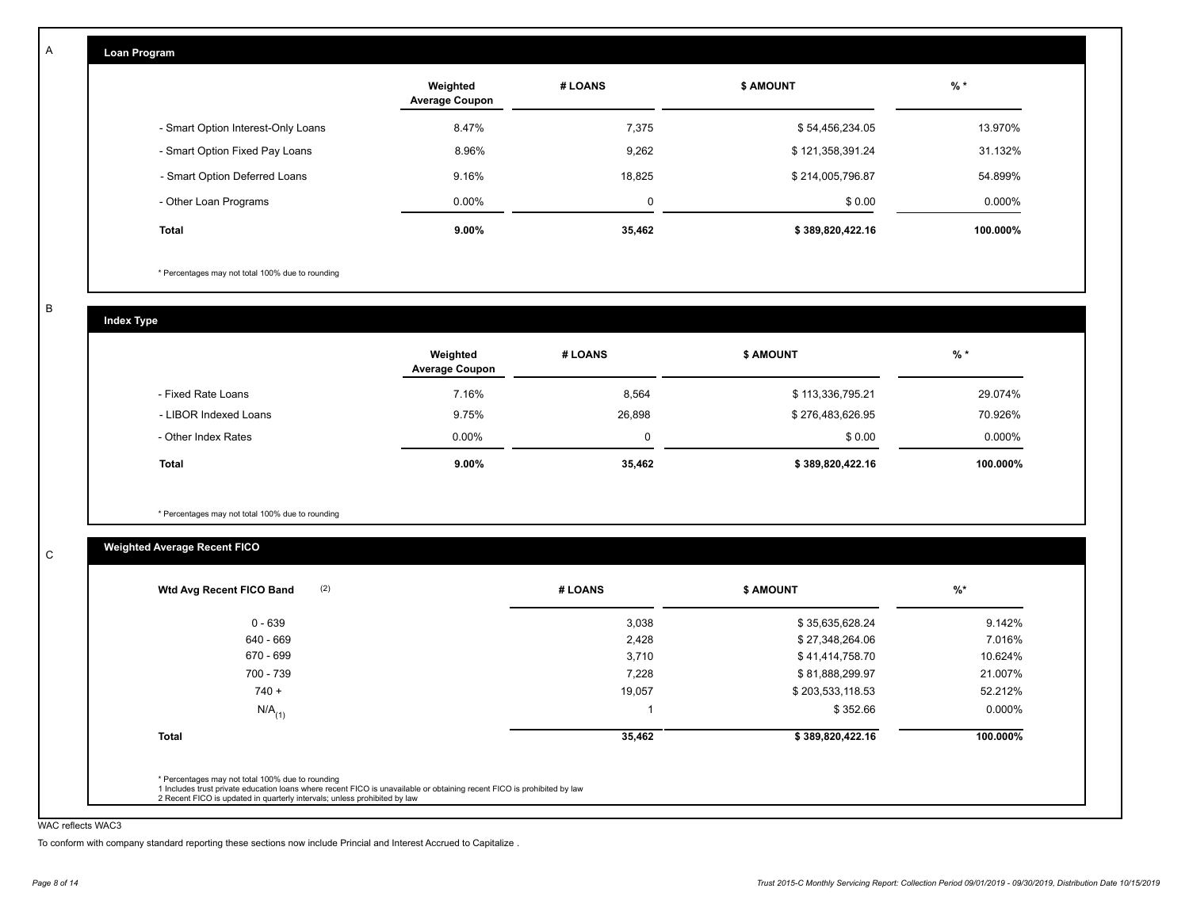A

## Loan Program

| | Weighted Average Coupon | # LOANS | $ AMOUNT | % * |
|---|---|---|---|---|
| - Smart Option Interest-Only Loans | 8.47% | 7,375 | $ 54,456,234.05 | 13.970% |
| - Smart Option Fixed Pay Loans | 8.96% | 9,262 | $ 121,358,391.24 | 31.132% |
| - Smart Option Deferred Loans | 9.16% | 18,825 | $ 214,005,796.87 | 54.899% |
| - Other Loan Programs | 0.00% | 0 | $ 0.00 | 0.000% |
| **Total** | **9.00%** | **35,462** | **$ 389,820,422.16** | **100.000%** |

* Percentages may not total 100% due to rounding

B

## Index Type

| | Weighted Average Coupon | # LOANS | $ AMOUNT | % * |
|---|---|---|---|---|
| - Fixed Rate Loans | 7.16% | 8,564 | $ 113,336,795.21 | 29.074% |
| - LIBOR Indexed Loans | 9.75% | 26,898 | $ 276,483,626.95 | 70.926% |
| - Other Index Rates | 0.00% | 0 | $ 0.00 | 0.000% |
| **Total** | **9.00%** | **35,462** | **$ 389,820,422.16** | **100.000%** |

* Percentages may not total 100% due to rounding

C

## Weighted Average Recent FICO

| Wtd Avg Recent FICO Band (2) | # LOANS | $ AMOUNT | %* |
|---|---|---|---|
| 0 - 639 | 3,038 | $ 35,635,628.24 | 9.142% |
| 640 - 669 | 2,428 | $ 27,348,264.06 | 7.016% |
| 670 - 699 | 3,710 | $ 41,414,758.70 | 10.624% |
| 700 - 739 | 7,228 | $ 81,888,299.97 | 21.007% |
| 740 + | 19,057 | $ 203,533,118.53 | 52.212% |
| N/A (1) | 1 | $ 352.66 | 0.000% |
| **Total** | **35,462** | **$ 389,820,422.16** | **100.000%** |

* Percentages may not total 100% due to rounding
1 Includes trust private education loans where recent FICO is unavailable or obtaining recent FICO is prohibited by law
2 Recent FICO is updated in quarterly intervals; unless prohibited by law

WAC reflects WAC3

To conform with company standard reporting these sections now include Princial and Interest Accrued to Capitalize .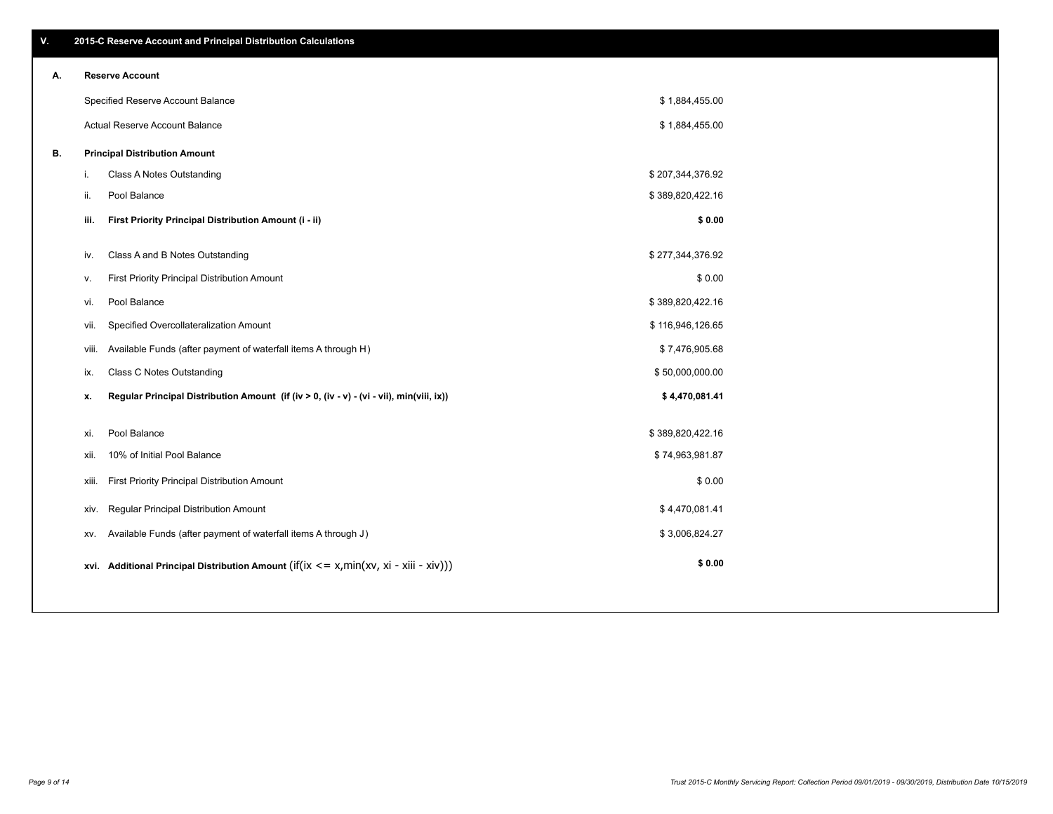## V. 2015-C Reserve Account and Principal Distribution Calculations

### A. Reserve Account

| | |
|---|---|
| Specified Reserve Account Balance | $ 1,884,455.00 |
| Actual Reserve Account Balance | $ 1,884,455.00 |

### B. Principal Distribution Amount

| | | |
|---|---|---|
| i. | Class A Notes Outstanding | $ 207,344,376.92 |
| ii. | Pool Balance | $ 389,820,422.16 |
| **iii.** | **First Priority Principal Distribution Amount (i - ii)** | **$ 0.00** |
| iv. | Class A and B Notes Outstanding | $ 277,344,376.92 |
| v. | First Priority Principal Distribution Amount | $ 0.00 |
| vi. | Pool Balance | $ 389,820,422.16 |
| vii. | Specified Overcollateralization Amount | $ 116,946,126.65 |
| viii. | Available Funds (after payment of waterfall items A through H) | $ 7,476,905.68 |
| ix. | Class C Notes Outstanding | $ 50,000,000.00 |
| **x.** | **Regular Principal Distribution Amount (if (iv > 0, (iv - v) - (vi - vii), min(viii, ix))** | **$ 4,470,081.41** |
| xi. | Pool Balance | $ 389,820,422.16 |
| xii. | 10% of Initial Pool Balance | $ 74,963,981.87 |
| xiii. | First Priority Principal Distribution Amount | $ 0.00 |
| xiv. | Regular Principal Distribution Amount | $ 4,470,081.41 |
| xv. | Available Funds (after payment of waterfall items A through J) | $ 3,006,824.27 |
| **xvi.** | **Additional Principal Distribution Amount** (if(ix <= x,min(xv, xi - xiii - xiv))) | **$ 0.00** |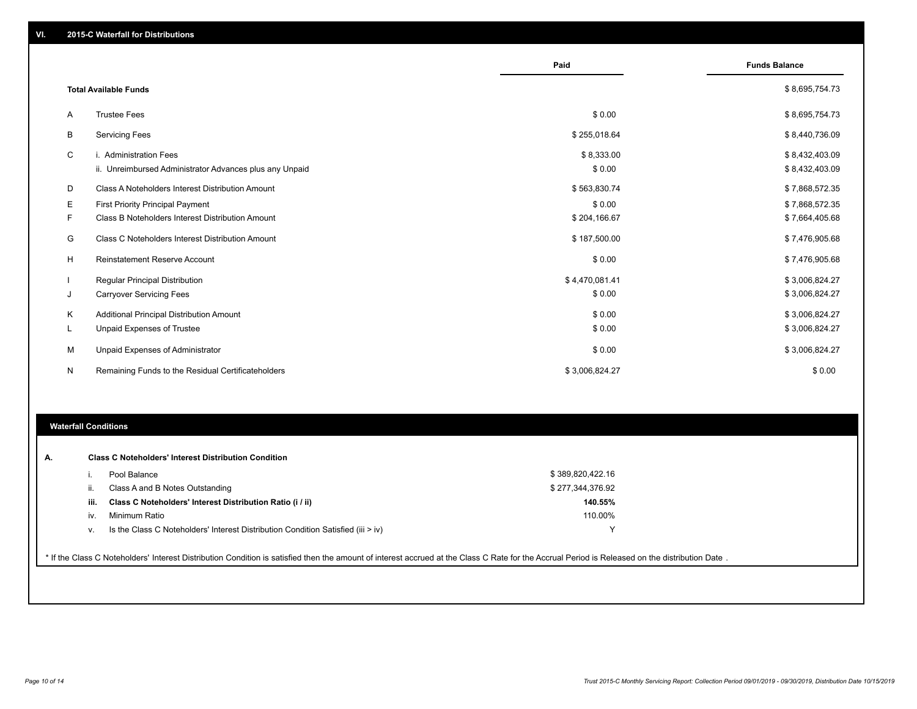## VI. 2015-C Waterfall for Distributions

| | | Paid | Funds Balance |
|---|---|---|---|
| | **Total Available Funds** | | $ 8,695,754.73 |
| A | Trustee Fees | $ 0.00 | $ 8,695,754.73 |
| B | Servicing Fees | $ 255,018.64 | $ 8,440,736.09 |
| C | i. Administration Fees | $ 8,333.00 | $ 8,432,403.09 |
| | ii. Unreimbursed Administrator Advances plus any Unpaid | $ 0.00 | $ 8,432,403.09 |
| D | Class A Noteholders Interest Distribution Amount | $ 563,830.74 | $ 7,868,572.35 |
| E | First Priority Principal Payment | $ 0.00 | $ 7,868,572.35 |
| F | Class B Noteholders Interest Distribution Amount | $ 204,166.67 | $ 7,664,405.68 |
| G | Class C Noteholders Interest Distribution Amount | $ 187,500.00 | $ 7,476,905.68 |
| H | Reinstatement Reserve Account | $ 0.00 | $ 7,476,905.68 |
| I | Regular Principal Distribution | $ 4,470,081.41 | $ 3,006,824.27 |
| J | Carryover Servicing Fees | $ 0.00 | $ 3,006,824.27 |
| K | Additional Principal Distribution Amount | $ 0.00 | $ 3,006,824.27 |
| L | Unpaid Expenses of Trustee | $ 0.00 | $ 3,006,824.27 |
| M | Unpaid Expenses of Administrator | $ 0.00 | $ 3,006,824.27 |
| N | Remaining Funds to the Residual Certificateholders | $ 3,006,824.27 | $ 0.00 |

### Waterfall Conditions

**A. Class C Noteholders' Interest Distribution Condition**

| | | |
|---|---|---|
| i. | Pool Balance | $ 389,820,422.16 |
| ii. | Class A and B Notes Outstanding | $ 277,344,376.92 |
| **iii.** | **Class C Noteholders' Interest Distribution Ratio (i / ii)** | **140.55%** |
| iv. | Minimum Ratio | 110.00% |
| v. | Is the Class C Noteholders' Interest Distribution Condition Satisfied (iii > iv) | Y |

\* If the Class C Noteholders' Interest Distribution Condition is satisfied then the amount of interest accrued at the Class C Rate for the Accrual Period is Released on the distribution Date .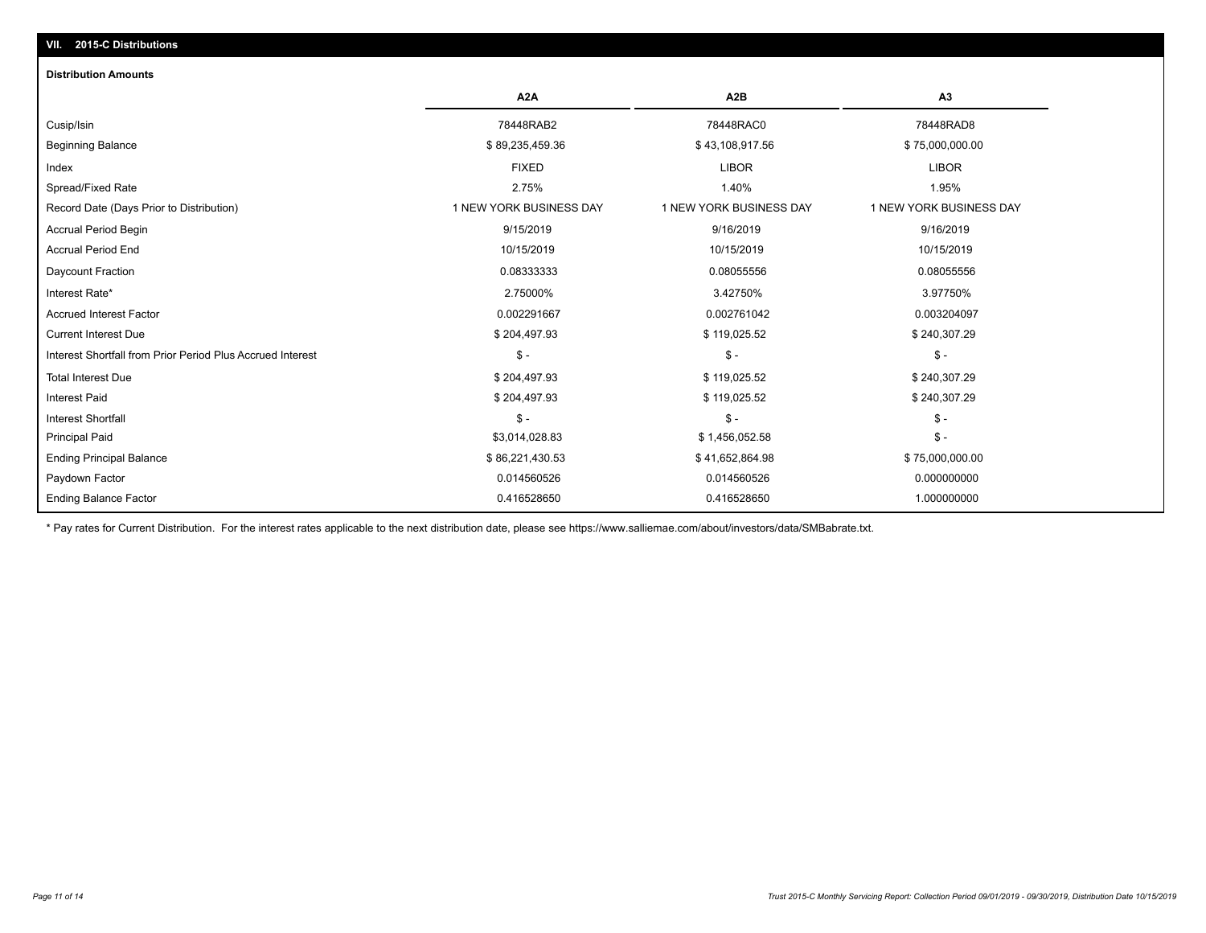## VII. 2015-C Distributions

### Distribution Amounts

| | A2A | A2B | A3 |
|---|---|---|---|
| Cusip/Isin | 78448RAB2 | 78448RAC0 | 78448RAD8 |
| Beginning Balance | $ 89,235,459.36 | $ 43,108,917.56 | $ 75,000,000.00 |
| Index | FIXED | LIBOR | LIBOR |
| Spread/Fixed Rate | 2.75% | 1.40% | 1.95% |
| Record Date (Days Prior to Distribution) | 1 NEW YORK BUSINESS DAY | 1 NEW YORK BUSINESS DAY | 1 NEW YORK BUSINESS DAY |
| Accrual Period Begin | 9/15/2019 | 9/16/2019 | 9/16/2019 |
| Accrual Period End | 10/15/2019 | 10/15/2019 | 10/15/2019 |
| Daycount Fraction | 0.08333333 | 0.08055556 | 0.08055556 |
| Interest Rate* | 2.75000% | 3.42750% | 3.97750% |
| Accrued Interest Factor | 0.002291667 | 0.002761042 | 0.003204097 |
| Current Interest Due | $ 204,497.93 | $ 119,025.52 | $ 240,307.29 |
| Interest Shortfall from Prior Period Plus Accrued Interest | $ - | $ - | $ - |
| Total Interest Due | $ 204,497.93 | $ 119,025.52 | $ 240,307.29 |
| Interest Paid | $ 204,497.93 | $ 119,025.52 | $ 240,307.29 |
| Interest Shortfall | $ - | $ - | $ - |
| Principal Paid | $3,014,028.83 | $ 1,456,052.58 | $ - |
| Ending Principal Balance | $ 86,221,430.53 | $ 41,652,864.98 | $ 75,000,000.00 |
| Paydown Factor | 0.014560526 | 0.014560526 | 0.000000000 |
| Ending Balance Factor | 0.416528650 | 0.416528650 | 1.000000000 |

* Pay rates for Current Distribution. For the interest rates applicable to the next distribution date, please see https://www.salliemae.com/about/investors/data/SMBabrate.txt.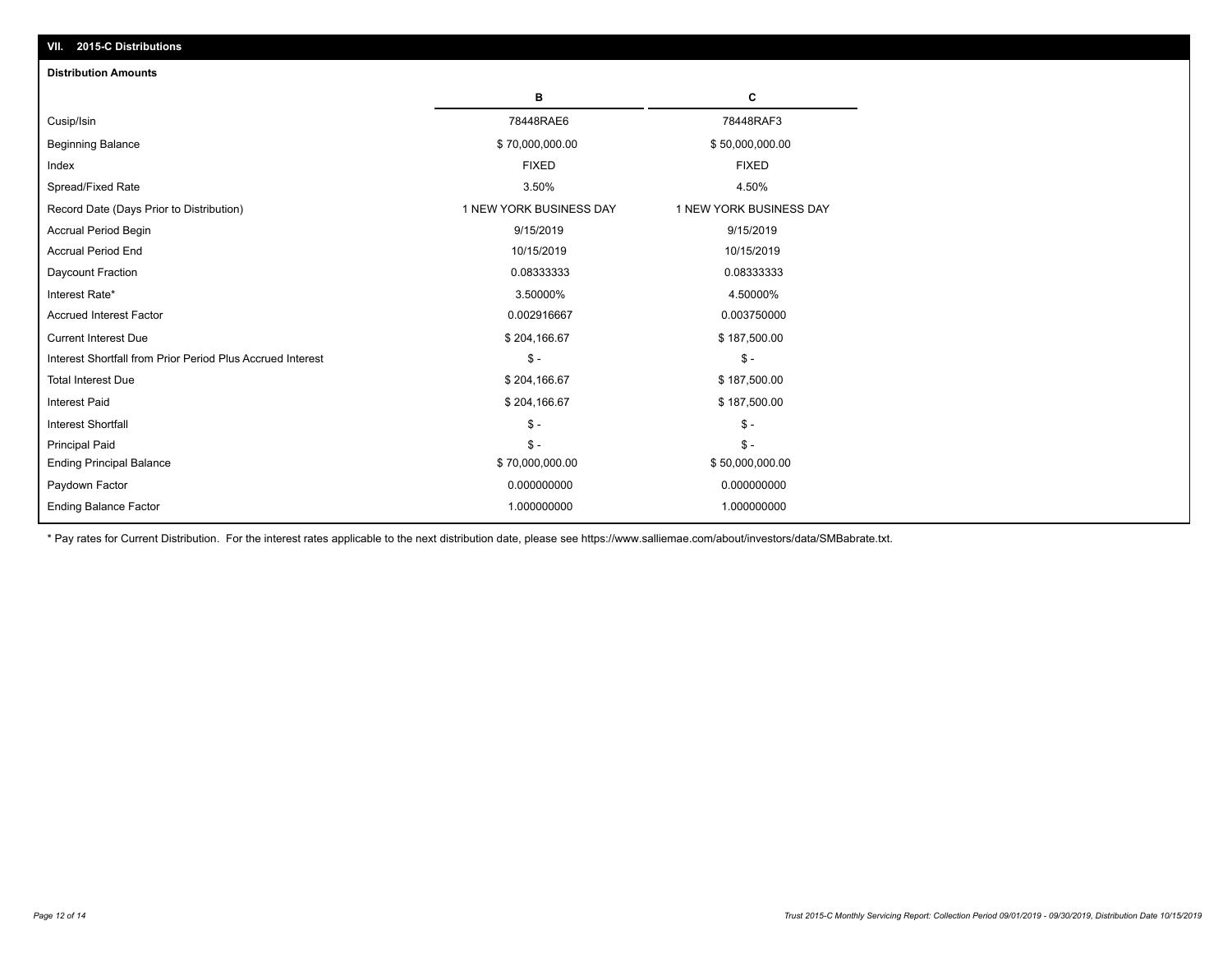## VII. 2015-C Distributions

### Distribution Amounts

| | B | C |
|---|---|---|
| Cusip/Isin | 78448RAE6 | 78448RAF3 |
| Beginning Balance | $ 70,000,000.00 | $ 50,000,000.00 |
| Index | FIXED | FIXED |
| Spread/Fixed Rate | 3.50% | 4.50% |
| Record Date (Days Prior to Distribution) | 1 NEW YORK BUSINESS DAY | 1 NEW YORK BUSINESS DAY |
| Accrual Period Begin | 9/15/2019 | 9/15/2019 |
| Accrual Period End | 10/15/2019 | 10/15/2019 |
| Daycount Fraction | 0.08333333 | 0.08333333 |
| Interest Rate* | 3.50000% | 4.50000% |
| Accrued Interest Factor | 0.002916667 | 0.003750000 |
| Current Interest Due | $ 204,166.67 | $ 187,500.00 |
| Interest Shortfall from Prior Period Plus Accrued Interest | $ - | $ - |
| Total Interest Due | $ 204,166.67 | $ 187,500.00 |
| Interest Paid | $ 204,166.67 | $ 187,500.00 |
| Interest Shortfall | $ - | $ - |
| Principal Paid | $ - | $ - |
| Ending Principal Balance | $ 70,000,000.00 | $ 50,000,000.00 |
| Paydown Factor | 0.000000000 | 0.000000000 |
| Ending Balance Factor | 1.000000000 | 1.000000000 |

* Pay rates for Current Distribution. For the interest rates applicable to the next distribution date, please see https://www.salliemae.com/about/investors/data/SMBabrate.txt.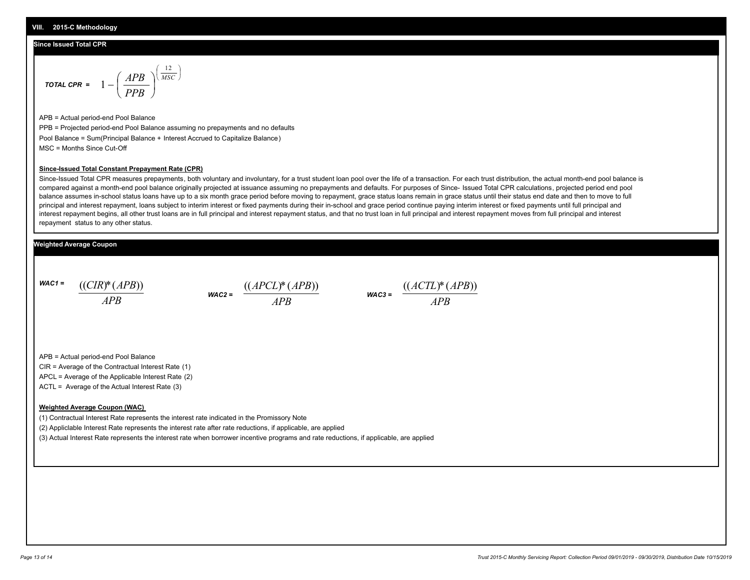## VIII. 2015-C Methodology

### Since Issued Total CPR

$$\textit{TOTAL CPR} = 1 - \left(\frac{APB}{PPB}\right)^{\left(\frac{12}{MSC}\right)}$$

APB = Actual period-end Pool Balance

PPB = Projected period-end Pool Balance assuming no prepayments and no defaults

Pool Balance = Sum(Principal Balance + Interest Accrued to Capitalize Balance)

MSC = Months Since Cut-Off

**Since-Issued Total Constant Prepayment Rate (CPR)**

Since-Issued Total CPR measures prepayments, both voluntary and involuntary, for a trust student loan pool over the life of a transaction. For each trust distribution, the actual month-end pool balance is compared against a month-end pool balance originally projected at issuance assuming no prepayments and defaults. For purposes of Since- Issued Total CPR calculations, projected period end pool balance assumes in-school status loans have up to a six month grace period before moving to repayment, grace status loans remain in grace status until their status end date and then to move to full principal and interest repayment, loans subject to interim interest or fixed payments during their in-school and grace period continue paying interim interest or fixed payments until full principal and interest repayment begins, all other trust loans are in full principal and interest repayment status, and that no trust loan in full principal and interest repayment moves from full principal and interest repayment status to any other status.

### Weighted Average Coupon

$$\textit{WAC1} = \frac{((CIR)*(APB))}{APB} \qquad \textit{WAC2} = \frac{((APCL)*(APB))}{APB} \qquad \textit{WAC3} = \frac{((ACTL)*(APB))}{APB}$$

APB = Actual period-end Pool Balance

CIR = Average of the Contractual Interest Rate (1)

APCL = Average of the Applicable Interest Rate (2)

ACTL = Average of the Actual Interest Rate (3)

**Weighted Average Coupon (WAC)**

(1) Contractual Interest Rate represents the interest rate indicated in the Promissory Note

(2) Appliclable Interest Rate represents the interest rate after rate reductions, if applicable, are applied

(3) Actual Interest Rate represents the interest rate when borrower incentive programs and rate reductions, if applicable, are applied